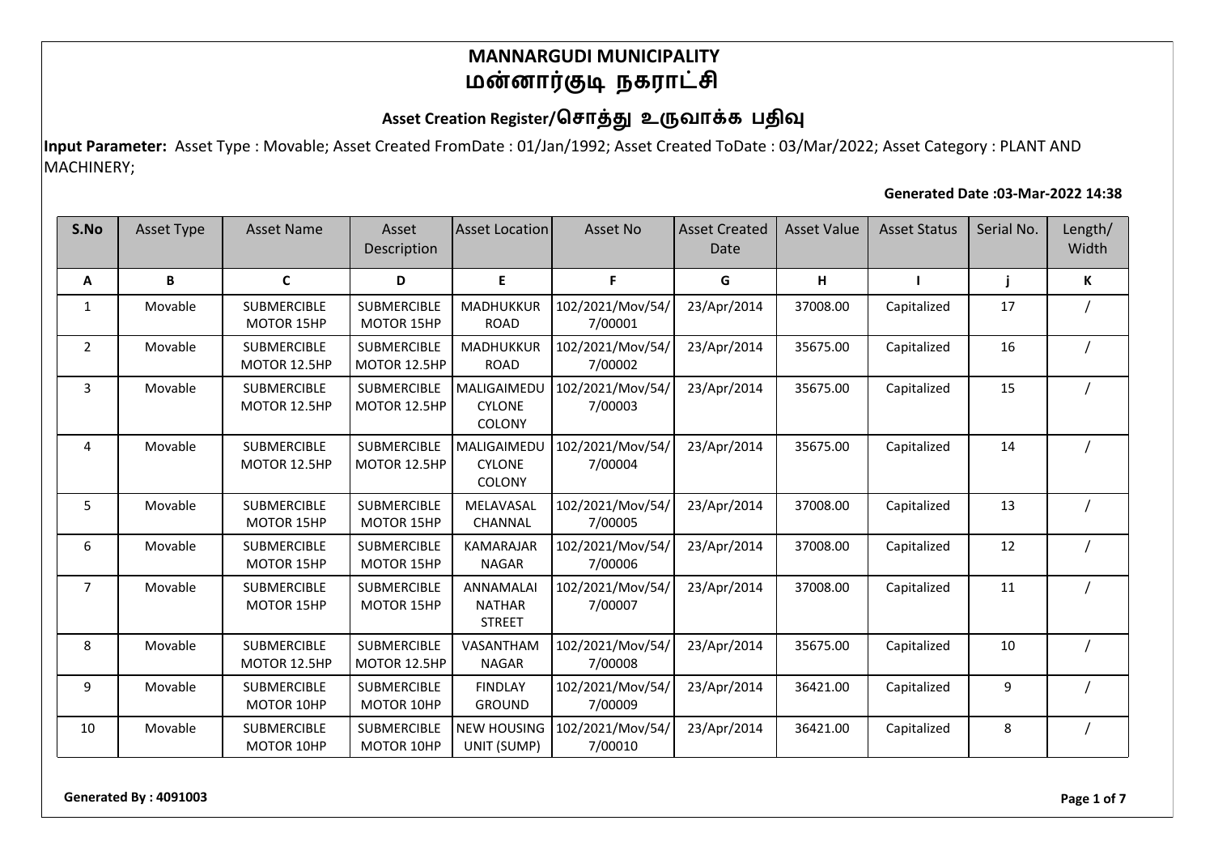# MANNARGUDI MUNICIPALITY
# மன்னார்குடி நகராட்சி

## Asset Creation Register/சொத்து உருவாக்க பதிவு

**Input Parameter:** Asset Type : Movable; Asset Created FromDate : 01/Jan/1992; Asset Created ToDate : 03/Mar/2022; Asset Category : PLANT AND MACHINERY;

**Generated Date :03-Mar-2022 14:38**

| S.No | Asset Type | Asset Name | Asset Description | Asset Location | Asset No | Asset Created Date | Asset Value | Asset Status | Serial No. | Length/ Width |
|---|---|---|---|---|---|---|---|---|---|---|
| A | B | C | D | E | F | G | H | I | j | K |
| 1 | Movable | SUBMERCIBLE MOTOR 15HP | SUBMERCIBLE MOTOR 15HP | MADHUKKUR ROAD | 102/2021/Mov/54/7/00001 | 23/Apr/2014 | 37008.00 | Capitalized | 17 | / |
| 2 | Movable | SUBMERCIBLE MOTOR 12.5HP | SUBMERCIBLE MOTOR 12.5HP | MADHUKKUR ROAD | 102/2021/Mov/54/7/00002 | 23/Apr/2014 | 35675.00 | Capitalized | 16 | / |
| 3 | Movable | SUBMERCIBLE MOTOR 12.5HP | SUBMERCIBLE MOTOR 12.5HP | MALIGAIMEDU CYLONE COLONY | 102/2021/Mov/54/7/00003 | 23/Apr/2014 | 35675.00 | Capitalized | 15 | / |
| 4 | Movable | SUBMERCIBLE MOTOR 12.5HP | SUBMERCIBLE MOTOR 12.5HP | MALIGAIMEDU CYLONE COLONY | 102/2021/Mov/54/7/00004 | 23/Apr/2014 | 35675.00 | Capitalized | 14 | / |
| 5 | Movable | SUBMERCIBLE MOTOR 15HP | SUBMERCIBLE MOTOR 15HP | MELAVASAL CHANNAL | 102/2021/Mov/54/7/00005 | 23/Apr/2014 | 37008.00 | Capitalized | 13 | / |
| 6 | Movable | SUBMERCIBLE MOTOR 15HP | SUBMERCIBLE MOTOR 15HP | KAMARAJAR NAGAR | 102/2021/Mov/54/7/00006 | 23/Apr/2014 | 37008.00 | Capitalized | 12 | / |
| 7 | Movable | SUBMERCIBLE MOTOR 15HP | SUBMERCIBLE MOTOR 15HP | ANNAMALAI NATHAR STREET | 102/2021/Mov/54/7/00007 | 23/Apr/2014 | 37008.00 | Capitalized | 11 | / |
| 8 | Movable | SUBMERCIBLE MOTOR 12.5HP | SUBMERCIBLE MOTOR 12.5HP | VASANTHAM NAGAR | 102/2021/Mov/54/7/00008 | 23/Apr/2014 | 35675.00 | Capitalized | 10 | / |
| 9 | Movable | SUBMERCIBLE MOTOR 10HP | SUBMERCIBLE MOTOR 10HP | FINDLAY GROUND | 102/2021/Mov/54/7/00009 | 23/Apr/2014 | 36421.00 | Capitalized | 9 | / |
| 10 | Movable | SUBMERCIBLE MOTOR 10HP | SUBMERCIBLE MOTOR 10HP | NEW HOUSING UNIT (SUMP) | 102/2021/Mov/54/7/00010 | 23/Apr/2014 | 36421.00 | Capitalized | 8 | / |

**Generated By : 4091003**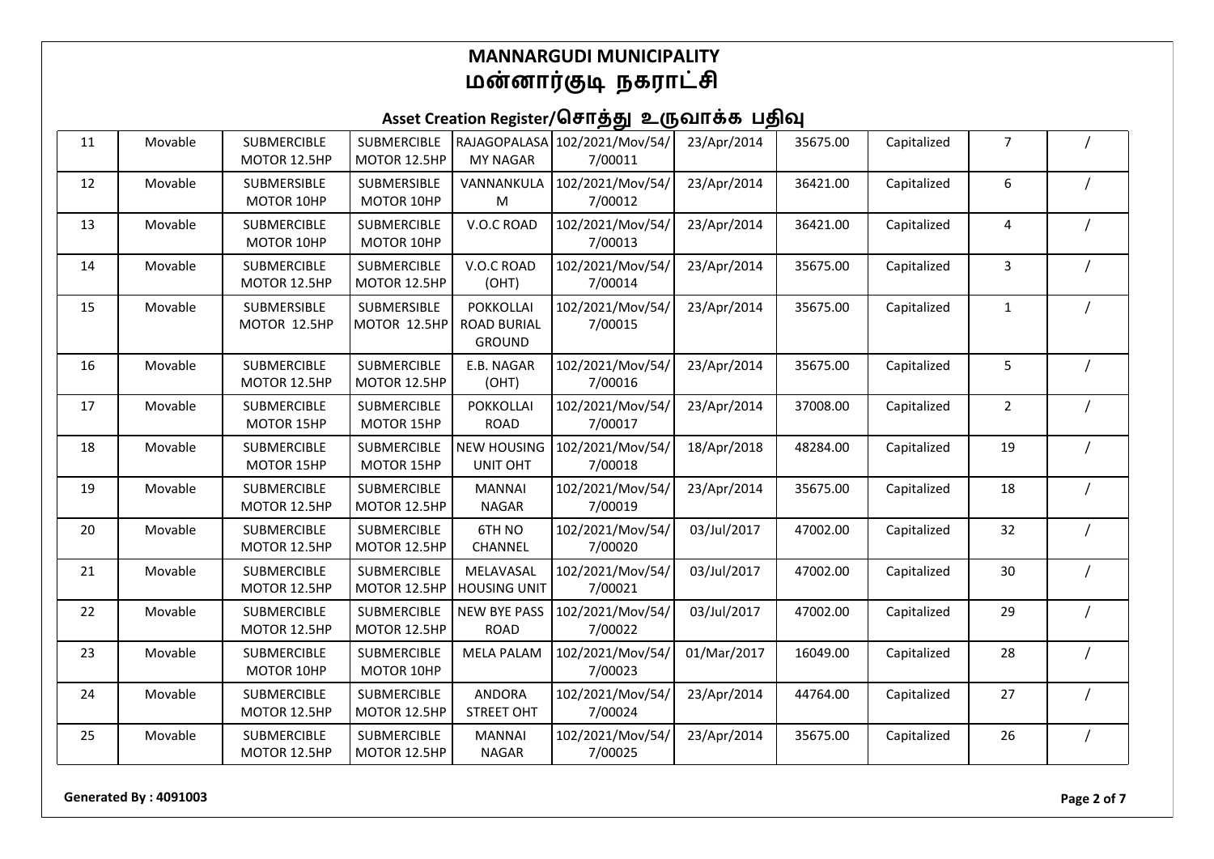# MANNARGUDI MUNICIPALITY
# மன்னார்குடி நகராட்சி

## Asset Creation Register/சொத்து உருவாக்க பதிவு

| | | | | | | | | | | |
|---|---|---|---|---|---|---|---|---|---|---|
| 11 | Movable | SUBMERCIBLE MOTOR 12.5HP | SUBMERCIBLE MOTOR 12.5HP | RAJAGOPALASA MY NAGAR | 102/2021/Mov/54/7/00011 | 23/Apr/2014 | 35675.00 | Capitalized | 7 | / |
| 12 | Movable | SUBMERSIBLE MOTOR 10HP | SUBMERSIBLE MOTOR 10HP | VANNANKULA M | 102/2021/Mov/54/7/00012 | 23/Apr/2014 | 36421.00 | Capitalized | 6 | / |
| 13 | Movable | SUBMERCIBLE MOTOR 10HP | SUBMERCIBLE MOTOR 10HP | V.O.C ROAD | 102/2021/Mov/54/7/00013 | 23/Apr/2014 | 36421.00 | Capitalized | 4 | / |
| 14 | Movable | SUBMERCIBLE MOTOR 12.5HP | SUBMERCIBLE MOTOR 12.5HP | V.O.C ROAD (OHT) | 102/2021/Mov/54/7/00014 | 23/Apr/2014 | 35675.00 | Capitalized | 3 | / |
| 15 | Movable | SUBMERSIBLE MOTOR 12.5HP | SUBMERSIBLE MOTOR 12.5HP | POKKOLLAI ROAD BURIAL GROUND | 102/2021/Mov/54/7/00015 | 23/Apr/2014 | 35675.00 | Capitalized | 1 | / |
| 16 | Movable | SUBMERCIBLE MOTOR 12.5HP | SUBMERCIBLE MOTOR 12.5HP | E.B. NAGAR (OHT) | 102/2021/Mov/54/7/00016 | 23/Apr/2014 | 35675.00 | Capitalized | 5 | / |
| 17 | Movable | SUBMERCIBLE MOTOR 15HP | SUBMERCIBLE MOTOR 15HP | POKKOLLAI ROAD | 102/2021/Mov/54/7/00017 | 23/Apr/2014 | 37008.00 | Capitalized | 2 | / |
| 18 | Movable | SUBMERCIBLE MOTOR 15HP | SUBMERCIBLE MOTOR 15HP | NEW HOUSING UNIT OHT | 102/2021/Mov/54/7/00018 | 18/Apr/2018 | 48284.00 | Capitalized | 19 | / |
| 19 | Movable | SUBMERCIBLE MOTOR 12.5HP | SUBMERCIBLE MOTOR 12.5HP | MANNAI NAGAR | 102/2021/Mov/54/7/00019 | 23/Apr/2014 | 35675.00 | Capitalized | 18 | / |
| 20 | Movable | SUBMERCIBLE MOTOR 12.5HP | SUBMERCIBLE MOTOR 12.5HP | 6TH NO CHANNEL | 102/2021/Mov/54/7/00020 | 03/Jul/2017 | 47002.00 | Capitalized | 32 | / |
| 21 | Movable | SUBMERCIBLE MOTOR 12.5HP | SUBMERCIBLE MOTOR 12.5HP | MELAVASAL HOUSING UNIT | 102/2021/Mov/54/7/00021 | 03/Jul/2017 | 47002.00 | Capitalized | 30 | / |
| 22 | Movable | SUBMERCIBLE MOTOR 12.5HP | SUBMERCIBLE MOTOR 12.5HP | NEW BYE PASS ROAD | 102/2021/Mov/54/7/00022 | 03/Jul/2017 | 47002.00 | Capitalized | 29 | / |
| 23 | Movable | SUBMERCIBLE MOTOR 10HP | SUBMERCIBLE MOTOR 10HP | MELA PALAM | 102/2021/Mov/54/7/00023 | 01/Mar/2017 | 16049.00 | Capitalized | 28 | / |
| 24 | Movable | SUBMERCIBLE MOTOR 12.5HP | SUBMERCIBLE MOTOR 12.5HP | ANDORA STREET OHT | 102/2021/Mov/54/7/00024 | 23/Apr/2014 | 44764.00 | Capitalized | 27 | / |
| 25 | Movable | SUBMERCIBLE MOTOR 12.5HP | SUBMERCIBLE MOTOR 12.5HP | MANNAI NAGAR | 102/2021/Mov/54/7/00025 | 23/Apr/2014 | 35675.00 | Capitalized | 26 | / |

**Generated By : 4091003**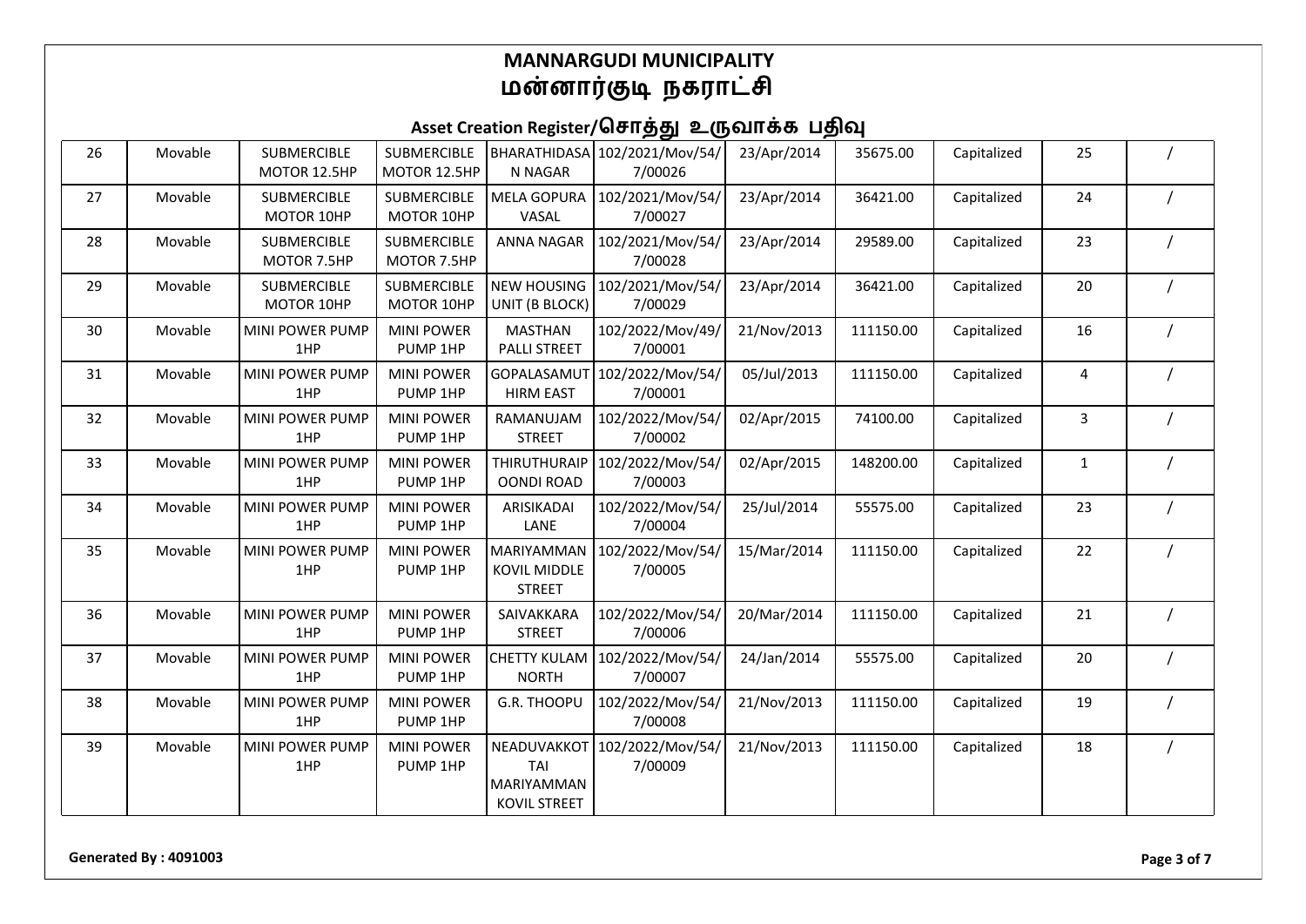## MANNARGUDI MUNICIPALITY
## மன்னார்குடி நகராட்சி

### Asset Creation Register/சொத்து உருவாக்க பதிவு

| | | | | | | | | | | |
|---|---|---|---|---|---|---|---|---|---|---|
| 26 | Movable | SUBMERCIBLE MOTOR 12.5HP | SUBMERCIBLE MOTOR 12.5HP | BHARATHIDASAN NAGAR | 102/2021/Mov/54/7/00026 | 23/Apr/2014 | 35675.00 | Capitalized | 25 | / |
| 27 | Movable | SUBMERCIBLE MOTOR 10HP | SUBMERCIBLE MOTOR 10HP | MELA GOPURA VASAL | 102/2021/Mov/54/7/00027 | 23/Apr/2014 | 36421.00 | Capitalized | 24 | / |
| 28 | Movable | SUBMERCIBLE MOTOR 7.5HP | SUBMERCIBLE MOTOR 7.5HP | ANNA NAGAR | 102/2021/Mov/54/7/00028 | 23/Apr/2014 | 29589.00 | Capitalized | 23 | / |
| 29 | Movable | SUBMERCIBLE MOTOR 10HP | SUBMERCIBLE MOTOR 10HP | NEW HOUSING UNIT (B BLOCK) | 102/2021/Mov/54/7/00029 | 23/Apr/2014 | 36421.00 | Capitalized | 20 | / |
| 30 | Movable | MINI POWER PUMP 1HP | MINI POWER PUMP 1HP | MASTHAN PALLI STREET | 102/2022/Mov/49/7/00001 | 21/Nov/2013 | 111150.00 | Capitalized | 16 | / |
| 31 | Movable | MINI POWER PUMP 1HP | MINI POWER PUMP 1HP | GOPALASAMUTHIRM EAST | 102/2022/Mov/54/7/00001 | 05/Jul/2013 | 111150.00 | Capitalized | 4 | / |
| 32 | Movable | MINI POWER PUMP 1HP | MINI POWER PUMP 1HP | RAMANUJAM STREET | 102/2022/Mov/54/7/00002 | 02/Apr/2015 | 74100.00 | Capitalized | 3 | / |
| 33 | Movable | MINI POWER PUMP 1HP | MINI POWER PUMP 1HP | THIRUTHURAIPOONDI ROAD | 102/2022/Mov/54/7/00003 | 02/Apr/2015 | 148200.00 | Capitalized | 1 | / |
| 34 | Movable | MINI POWER PUMP 1HP | MINI POWER PUMP 1HP | ARISIKADAI LANE | 102/2022/Mov/54/7/00004 | 25/Jul/2014 | 55575.00 | Capitalized | 23 | / |
| 35 | Movable | MINI POWER PUMP 1HP | MINI POWER PUMP 1HP | MARIYAMMAN KOVIL MIDDLE STREET | 102/2022/Mov/54/7/00005 | 15/Mar/2014 | 111150.00 | Capitalized | 22 | / |
| 36 | Movable | MINI POWER PUMP 1HP | MINI POWER PUMP 1HP | SAIVAKKARA STREET | 102/2022/Mov/54/7/00006 | 20/Mar/2014 | 111150.00 | Capitalized | 21 | / |
| 37 | Movable | MINI POWER PUMP 1HP | MINI POWER PUMP 1HP | CHETTY KULAM NORTH | 102/2022/Mov/54/7/00007 | 24/Jan/2014 | 55575.00 | Capitalized | 20 | / |
| 38 | Movable | MINI POWER PUMP 1HP | MINI POWER PUMP 1HP | G.R. THOOPU | 102/2022/Mov/54/7/00008 | 21/Nov/2013 | 111150.00 | Capitalized | 19 | / |
| 39 | Movable | MINI POWER PUMP 1HP | MINI POWER PUMP 1HP | NEADUVAKKOTTAI MARIYAMMAN KOVIL STREET | 102/2022/Mov/54/7/00009 | 21/Nov/2013 | 111150.00 | Capitalized | 18 | / |

**Generated By : 4091003**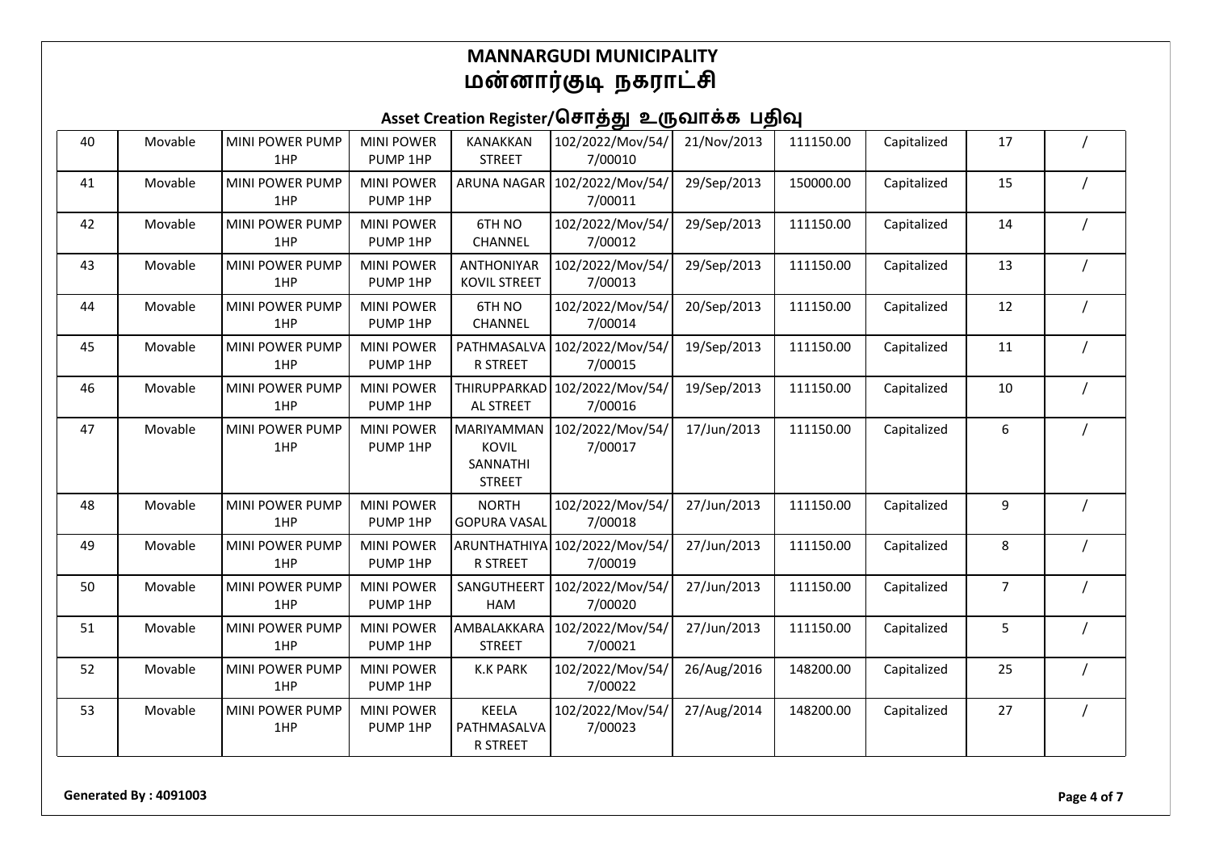# MANNARGUDI MUNICIPALITY
# மன்னார்குடி நகராட்சி

## Asset Creation Register/சொத்து உருவாக்க பதிவு

| | | | | | | | | | | |
|---|---|---|---|---|---|---|---|---|---|---|
| 40 | Movable | MINI POWER PUMP 1HP | MINI POWER PUMP 1HP | KANAKKAN STREET | 102/2022/Mov/54/7/00010 | 21/Nov/2013 | 111150.00 | Capitalized | 17 | / |
| 41 | Movable | MINI POWER PUMP 1HP | MINI POWER PUMP 1HP | ARUNA NAGAR | 102/2022/Mov/54/7/00011 | 29/Sep/2013 | 150000.00 | Capitalized | 15 | / |
| 42 | Movable | MINI POWER PUMP 1HP | MINI POWER PUMP 1HP | 6TH NO CHANNEL | 102/2022/Mov/54/7/00012 | 29/Sep/2013 | 111150.00 | Capitalized | 14 | / |
| 43 | Movable | MINI POWER PUMP 1HP | MINI POWER PUMP 1HP | ANTHONIYAR KOVIL STREET | 102/2022/Mov/54/7/00013 | 29/Sep/2013 | 111150.00 | Capitalized | 13 | / |
| 44 | Movable | MINI POWER PUMP 1HP | MINI POWER PUMP 1HP | 6TH NO CHANNEL | 102/2022/Mov/54/7/00014 | 20/Sep/2013 | 111150.00 | Capitalized | 12 | / |
| 45 | Movable | MINI POWER PUMP 1HP | MINI POWER PUMP 1HP | PATHMASALVAR STREET | 102/2022/Mov/54/7/00015 | 19/Sep/2013 | 111150.00 | Capitalized | 11 | / |
| 46 | Movable | MINI POWER PUMP 1HP | MINI POWER PUMP 1HP | THIRUPPARKADAL STREET | 102/2022/Mov/54/7/00016 | 19/Sep/2013 | 111150.00 | Capitalized | 10 | / |
| 47 | Movable | MINI POWER PUMP 1HP | MINI POWER PUMP 1HP | MARIYAMMAN KOVIL SANNATHI STREET | 102/2022/Mov/54/7/00017 | 17/Jun/2013 | 111150.00 | Capitalized | 6 | / |
| 48 | Movable | MINI POWER PUMP 1HP | MINI POWER PUMP 1HP | NORTH GOPURA VASAL | 102/2022/Mov/54/7/00018 | 27/Jun/2013 | 111150.00 | Capitalized | 9 | / |
| 49 | Movable | MINI POWER PUMP 1HP | MINI POWER PUMP 1HP | ARUNTHATHIYAR STREET | 102/2022/Mov/54/7/00019 | 27/Jun/2013 | 111150.00 | Capitalized | 8 | / |
| 50 | Movable | MINI POWER PUMP 1HP | MINI POWER PUMP 1HP | SANGUTHEERTHAM | 102/2022/Mov/54/7/00020 | 27/Jun/2013 | 111150.00 | Capitalized | 7 | / |
| 51 | Movable | MINI POWER PUMP 1HP | MINI POWER PUMP 1HP | AMBALAKKARA STREET | 102/2022/Mov/54/7/00021 | 27/Jun/2013 | 111150.00 | Capitalized | 5 | / |
| 52 | Movable | MINI POWER PUMP 1HP | MINI POWER PUMP 1HP | K.K PARK | 102/2022/Mov/54/7/00022 | 26/Aug/2016 | 148200.00 | Capitalized | 25 | / |
| 53 | Movable | MINI POWER PUMP 1HP | MINI POWER PUMP 1HP | KEELA PATHMASALVAR STREET | 102/2022/Mov/54/7/00023 | 27/Aug/2014 | 148200.00 | Capitalized | 27 | / |

**Generated By : 4091003**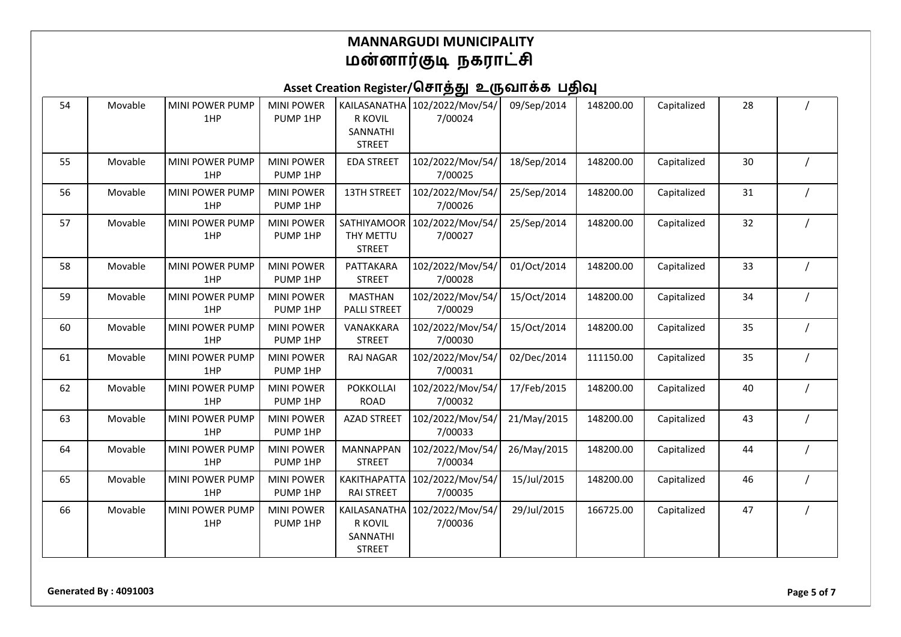# MANNARGUDI MUNICIPALITY
# மன்னார்குடி நகராட்சி

## Asset Creation Register/சொத்து உருவாக்க பதிவு

| | | | | | | | | | | |
|---|---|---|---|---|---|---|---|---|---|---|
| 54 | Movable | MINI POWER PUMP 1HP | MINI POWER PUMP 1HP | KAILASANATHA R KOVIL SANNATHI STREET | 102/2022/Mov/54/7/00024 | 09/Sep/2014 | 148200.00 | Capitalized | 28 | / |
| 55 | Movable | MINI POWER PUMP 1HP | MINI POWER PUMP 1HP | EDA STREET | 102/2022/Mov/54/7/00025 | 18/Sep/2014 | 148200.00 | Capitalized | 30 | / |
| 56 | Movable | MINI POWER PUMP 1HP | MINI POWER PUMP 1HP | 13TH STREET | 102/2022/Mov/54/7/00026 | 25/Sep/2014 | 148200.00 | Capitalized | 31 | / |
| 57 | Movable | MINI POWER PUMP 1HP | MINI POWER PUMP 1HP | SATHIYAMOOR THY METTU STREET | 102/2022/Mov/54/7/00027 | 25/Sep/2014 | 148200.00 | Capitalized | 32 | / |
| 58 | Movable | MINI POWER PUMP 1HP | MINI POWER PUMP 1HP | PATTAKARA STREET | 102/2022/Mov/54/7/00028 | 01/Oct/2014 | 148200.00 | Capitalized | 33 | / |
| 59 | Movable | MINI POWER PUMP 1HP | MINI POWER PUMP 1HP | MASTHAN PALLI STREET | 102/2022/Mov/54/7/00029 | 15/Oct/2014 | 148200.00 | Capitalized | 34 | / |
| 60 | Movable | MINI POWER PUMP 1HP | MINI POWER PUMP 1HP | VANAKKARA STREET | 102/2022/Mov/54/7/00030 | 15/Oct/2014 | 148200.00 | Capitalized | 35 | / |
| 61 | Movable | MINI POWER PUMP 1HP | MINI POWER PUMP 1HP | RAJ NAGAR | 102/2022/Mov/54/7/00031 | 02/Dec/2014 | 111150.00 | Capitalized | 35 | / |
| 62 | Movable | MINI POWER PUMP 1HP | MINI POWER PUMP 1HP | POKKOLLAI ROAD | 102/2022/Mov/54/7/00032 | 17/Feb/2015 | 148200.00 | Capitalized | 40 | / |
| 63 | Movable | MINI POWER PUMP 1HP | MINI POWER PUMP 1HP | AZAD STREET | 102/2022/Mov/54/7/00033 | 21/May/2015 | 148200.00 | Capitalized | 43 | / |
| 64 | Movable | MINI POWER PUMP 1HP | MINI POWER PUMP 1HP | MANNAPPAN STREET | 102/2022/Mov/54/7/00034 | 26/May/2015 | 148200.00 | Capitalized | 44 | / |
| 65 | Movable | MINI POWER PUMP 1HP | MINI POWER PUMP 1HP | KAKITHAPATTA RAI STREET | 102/2022/Mov/54/7/00035 | 15/Jul/2015 | 148200.00 | Capitalized | 46 | / |
| 66 | Movable | MINI POWER PUMP 1HP | MINI POWER PUMP 1HP | KAILASANATHA R KOVIL SANNATHI STREET | 102/2022/Mov/54/7/00036 | 29/Jul/2015 | 166725.00 | Capitalized | 47 | / |

Generated By : 4091003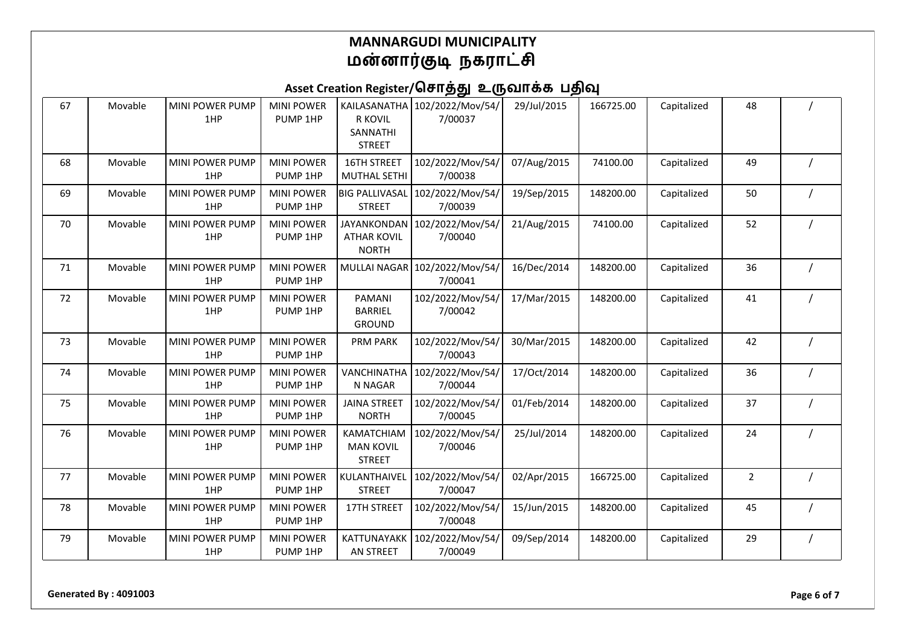# MANNARGUDI MUNICIPALITY
# மன்னார்குடி நகராட்சி

## Asset Creation Register/சொத்து உருவாக்க பதிவு

| | | | | | | | | | | |
|---|---|---|---|---|---|---|---|---|---|---|
| 67 | Movable | MINI POWER PUMP 1HP | MINI POWER PUMP 1HP | KAILASANATHAR KOVIL SANNATHI STREET | 102/2022/Mov/547/00037 | 29/Jul/2015 | 166725.00 | Capitalized | 48 | / |
| 68 | Movable | MINI POWER PUMP 1HP | MINI POWER PUMP 1HP | 16TH STREET MUTHAL SETHI | 102/2022/Mov/547/00038 | 07/Aug/2015 | 74100.00 | Capitalized | 49 | / |
| 69 | Movable | MINI POWER PUMP 1HP | MINI POWER PUMP 1HP | BIG PALLIVASAL STREET | 102/2022/Mov/547/00039 | 19/Sep/2015 | 148200.00 | Capitalized | 50 | / |
| 70 | Movable | MINI POWER PUMP 1HP | MINI POWER PUMP 1HP | JAYANKONDANATHAR KOVIL NORTH | 102/2022/Mov/547/00040 | 21/Aug/2015 | 74100.00 | Capitalized | 52 | / |
| 71 | Movable | MINI POWER PUMP 1HP | MINI POWER PUMP 1HP | MULLAI NAGAR | 102/2022/Mov/547/00041 | 16/Dec/2014 | 148200.00 | Capitalized | 36 | / |
| 72 | Movable | MINI POWER PUMP 1HP | MINI POWER PUMP 1HP | PAMANI BARRIEL GROUND | 102/2022/Mov/547/00042 | 17/Mar/2015 | 148200.00 | Capitalized | 41 | / |
| 73 | Movable | MINI POWER PUMP 1HP | MINI POWER PUMP 1HP | PRM PARK | 102/2022/Mov/547/00043 | 30/Mar/2015 | 148200.00 | Capitalized | 42 | / |
| 74 | Movable | MINI POWER PUMP 1HP | MINI POWER PUMP 1HP | VANCHINATHAN NAGAR | 102/2022/Mov/547/00044 | 17/Oct/2014 | 148200.00 | Capitalized | 36 | / |
| 75 | Movable | MINI POWER PUMP 1HP | MINI POWER PUMP 1HP | JAINA STREET NORTH | 102/2022/Mov/547/00045 | 01/Feb/2014 | 148200.00 | Capitalized | 37 | / |
| 76 | Movable | MINI POWER PUMP 1HP | MINI POWER PUMP 1HP | KAMATCHIAMMAN KOVIL STREET | 102/2022/Mov/547/00046 | 25/Jul/2014 | 148200.00 | Capitalized | 24 | / |
| 77 | Movable | MINI POWER PUMP 1HP | MINI POWER PUMP 1HP | KULANTHAIVEL STREET | 102/2022/Mov/547/00047 | 02/Apr/2015 | 166725.00 | Capitalized | 2 | / |
| 78 | Movable | MINI POWER PUMP 1HP | MINI POWER PUMP 1HP | 17TH STREET | 102/2022/Mov/547/00048 | 15/Jun/2015 | 148200.00 | Capitalized | 45 | / |
| 79 | Movable | MINI POWER PUMP 1HP | MINI POWER PUMP 1HP | KATTUNAYAKKAN STREET | 102/2022/Mov/547/00049 | 09/Sep/2014 | 148200.00 | Capitalized | 29 | / |

**Generated By : 4091003**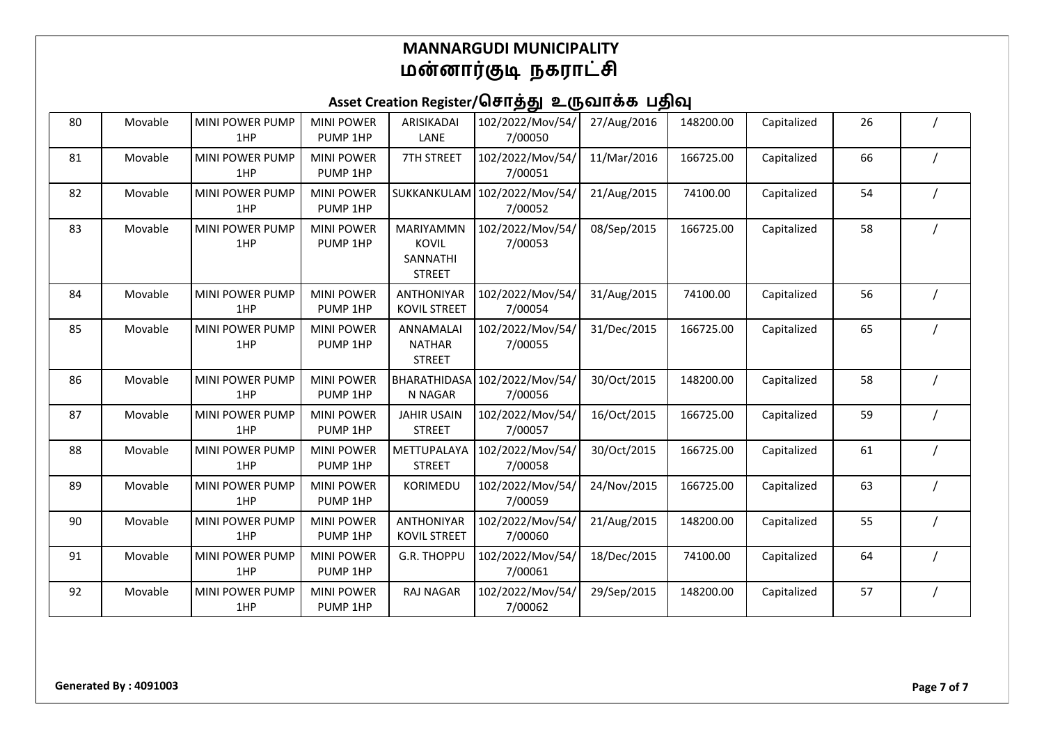# MANNARGUDI MUNICIPALITY
# மன்னார்குடி நகராட்சி

## Asset Creation Register/சொத்து உருவாக்க பதிவு

| | | | | | | | | | | |
|---|---|---|---|---|---|---|---|---|---|---|
| 80 | Movable | MINI POWER PUMP 1HP | MINI POWER PUMP 1HP | ARISIKADAI LANE | 102/2022/Mov/54/7/00050 | 27/Aug/2016 | 148200.00 | Capitalized | 26 | / |
| 81 | Movable | MINI POWER PUMP 1HP | MINI POWER PUMP 1HP | 7TH STREET | 102/2022/Mov/54/7/00051 | 11/Mar/2016 | 166725.00 | Capitalized | 66 | / |
| 82 | Movable | MINI POWER PUMP 1HP | MINI POWER PUMP 1HP | SUKKANKULAM | 102/2022/Mov/54/7/00052 | 21/Aug/2015 | 74100.00 | Capitalized | 54 | / |
| 83 | Movable | MINI POWER PUMP 1HP | MINI POWER PUMP 1HP | MARIYAMMN KOVIL SANNATHI STREET | 102/2022/Mov/54/7/00053 | 08/Sep/2015 | 166725.00 | Capitalized | 58 | / |
| 84 | Movable | MINI POWER PUMP 1HP | MINI POWER PUMP 1HP | ANTHONIYAR KOVIL STREET | 102/2022/Mov/54/7/00054 | 31/Aug/2015 | 74100.00 | Capitalized | 56 | / |
| 85 | Movable | MINI POWER PUMP 1HP | MINI POWER PUMP 1HP | ANNAMALAI NATHAR STREET | 102/2022/Mov/54/7/00055 | 31/Dec/2015 | 166725.00 | Capitalized | 65 | / |
| 86 | Movable | MINI POWER PUMP 1HP | MINI POWER PUMP 1HP | BHARATHIDASAN NAGAR | 102/2022/Mov/54/7/00056 | 30/Oct/2015 | 148200.00 | Capitalized | 58 | / |
| 87 | Movable | MINI POWER PUMP 1HP | MINI POWER PUMP 1HP | JAHIR USAIN STREET | 102/2022/Mov/54/7/00057 | 16/Oct/2015 | 166725.00 | Capitalized | 59 | / |
| 88 | Movable | MINI POWER PUMP 1HP | MINI POWER PUMP 1HP | METTUPALAYA STREET | 102/2022/Mov/54/7/00058 | 30/Oct/2015 | 166725.00 | Capitalized | 61 | / |
| 89 | Movable | MINI POWER PUMP 1HP | MINI POWER PUMP 1HP | KORIMEDU | 102/2022/Mov/54/7/00059 | 24/Nov/2015 | 166725.00 | Capitalized | 63 | / |
| 90 | Movable | MINI POWER PUMP 1HP | MINI POWER PUMP 1HP | ANTHONIYAR KOVIL STREET | 102/2022/Mov/54/7/00060 | 21/Aug/2015 | 148200.00 | Capitalized | 55 | / |
| 91 | Movable | MINI POWER PUMP 1HP | MINI POWER PUMP 1HP | G.R. THOPPU | 102/2022/Mov/54/7/00061 | 18/Dec/2015 | 74100.00 | Capitalized | 64 | / |
| 92 | Movable | MINI POWER PUMP 1HP | MINI POWER PUMP 1HP | RAJ NAGAR | 102/2022/Mov/54/7/00062 | 29/Sep/2015 | 148200.00 | Capitalized | 57 | / |

Generated By : 4091003